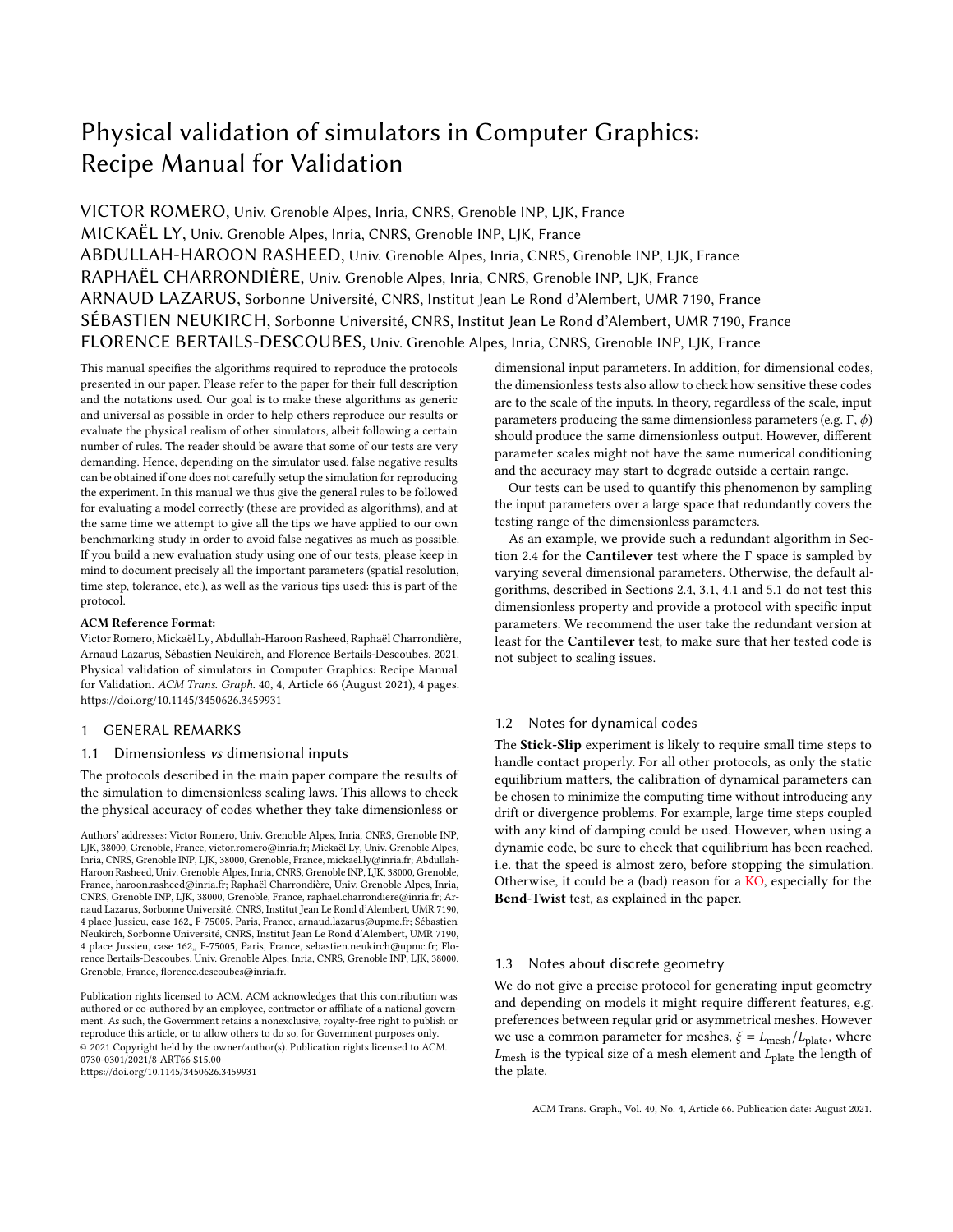# Physical validation of simulators in Computer Graphics: Recipe Manual for Validation

VICTOR ROMERO, Univ. Grenoble Alpes, Inria, CNRS, Grenoble INP, LJK, France
MICKAËL LY, Univ. Grenoble Alpes, Inria, CNRS, Grenoble INP, LJK, France
ABDULLAH-HAROON RASHEED, Univ. Grenoble Alpes, Inria, CNRS, Grenoble INP, LJK, France
RAPHAËL CHARRONDIÈRE, Univ. Grenoble Alpes, Inria, CNRS, Grenoble INP, LJK, France
ARNAUD LAZARUS, Sorbonne Université, CNRS, Institut Jean Le Rond d'Alembert, UMR 7190, France
SÉBASTIEN NEUKIRCH, Sorbonne Université, CNRS, Institut Jean Le Rond d'Alembert, UMR 7190, France
FLORENCE BERTAILS-DESCOUBES, Univ. Grenoble Alpes, Inria, CNRS, Grenoble INP, LJK, France

This manual specifies the algorithms required to reproduce the protocols presented in our paper. Please refer to the paper for their full description and the notations used. Our goal is to make these algorithms as generic and universal as possible in order to help others reproduce our results or evaluate the physical realism of other simulators, albeit following a certain number of rules. The reader should be aware that some of our tests are very demanding. Hence, depending on the simulator used, false negative results can be obtained if one does not carefully setup the simulation for reproducing the experiment. In this manual we thus give the general rules to be followed for evaluating a model correctly (these are provided as algorithms), and at the same time we attempt to give all the tips we have applied to our own benchmarking study in order to avoid false negatives as much as possible. If you build a new evaluation study using one of our tests, please keep in mind to document precisely all the important parameters (spatial resolution, time step, tolerance, etc.), as well as the various tips used: this is part of the protocol.

**ACM Reference Format:**
Victor Romero, Mickaël Ly, Abdullah-Haroon Rasheed, Raphaël Charrondière, Arnaud Lazarus, Sébastien Neukirch, and Florence Bertails-Descoubes. 2021. Physical validation of simulators in Computer Graphics: Recipe Manual for Validation. *ACM Trans. Graph.* 40, 4, Article 66 (August 2021), 4 pages. https://doi.org/10.1145/3450626.3459931

Authors' addresses: Victor Romero, Univ. Grenoble Alpes, Inria, CNRS, Grenoble INP, LJK, 38000, Grenoble, France, victor.romero@inria.fr; Mickaël Ly, Univ. Grenoble Alpes, Inria, CNRS, Grenoble INP, LJK, 38000, Grenoble, France, mickael.ly@inria.fr; Abdullah-Haroon Rasheed, Univ. Grenoble Alpes, Inria, CNRS, Grenoble INP, LJK, 38000, Grenoble, France, haroon.rasheed@inria.fr; Raphaël Charrondière, Univ. Grenoble Alpes, Inria, CNRS, Grenoble INP, LJK, 38000, Grenoble, France, raphael.charrondiere@inria.fr; Arnaud Lazarus, Sorbonne Université, CNRS, Institut Jean Le Rond d'Alembert, UMR 7190, 4 place Jussieu, case 162,, F-75005, Paris, France, arnaud.lazarus@upmc.fr; Sébastien Neukirch, Sorbonne Université, CNRS, Institut Jean Le Rond d'Alembert, UMR 7190, 4 place Jussieu, case 162,, F-75005, Paris, France, sebastien.neukirch@upmc.fr; Florence Bertails-Descoubes, Univ. Grenoble Alpes, Inria, CNRS, Grenoble INP, LJK, 38000, Grenoble, France, florence.descoubes@inria.fr.

Publication rights licensed to ACM. ACM acknowledges that this contribution was authored or co-authored by an employee, contractor or affiliate of a national government. As such, the Government retains a nonexclusive, royalty-free right to publish or reproduce this article, or to allow others to do so, for Government purposes only.
© 2021 Copyright held by the owner/author(s). Publication rights licensed to ACM.
0730-0301/2021/8-ART66 $15.00
https://doi.org/10.1145/3450626.3459931

## 1 GENERAL REMARKS

### 1.1 Dimensionless *vs* dimensional inputs

The protocols described in the main paper compare the results of the simulation to dimensionless scaling laws. This allows to check the physical accuracy of codes whether they take dimensionless or dimensional input parameters. In addition, for dimensional codes, the dimensionless tests also allow to check how sensitive these codes are to the scale of the inputs. In theory, regardless of the scale, input parameters producing the same dimensionless parameters (e.g. $\Gamma$, $\phi$) should produce the same dimensionless output. However, different parameter scales might not have the same numerical conditioning and the accuracy may start to degrade outside a certain range.

Our tests can be used to quantify this phenomenon by sampling the input parameters over a large space that redundantly covers the testing range of the dimensionless parameters.

As an example, we provide such a redundant algorithm in Section 2.4 for the **Cantilever** test where the $\Gamma$ space is sampled by varying several dimensional parameters. Otherwise, the default algorithms, described in Sections 2.4, 3.1, 4.1 and 5.1 do not test this dimensionless property and provide a protocol with specific input parameters. We recommend the user take the redundant version at least for the **Cantilever** test, to make sure that her tested code is not subject to scaling issues.

### 1.2 Notes for dynamical codes

The **Stick-Slip** experiment is likely to require small time steps to handle contact properly. For all other protocols, as only the static equilibrium matters, the calibration of dynamical parameters can be chosen to minimize the computing time without introducing any drift or divergence problems. For example, large time steps coupled with any kind of damping could be used. However, when using a dynamic code, be sure to check that equilibrium has been reached, i.e. that the speed is almost zero, before stopping the simulation. Otherwise, it could be a (bad) reason for a KO, especially for the **Bend-Twist** test, as explained in the paper.

### 1.3 Notes about discrete geometry

We do not give a precise protocol for generating input geometry and depending on models it might require different features, e.g. preferences between regular grid or asymmetrical meshes. However we use a common parameter for meshes, $\xi = L_{\text{mesh}}/L_{\text{plate}}$, where $L_{\text{mesh}}$ is the typical size of a mesh element and $L_{\text{plate}}$ the length of the plate.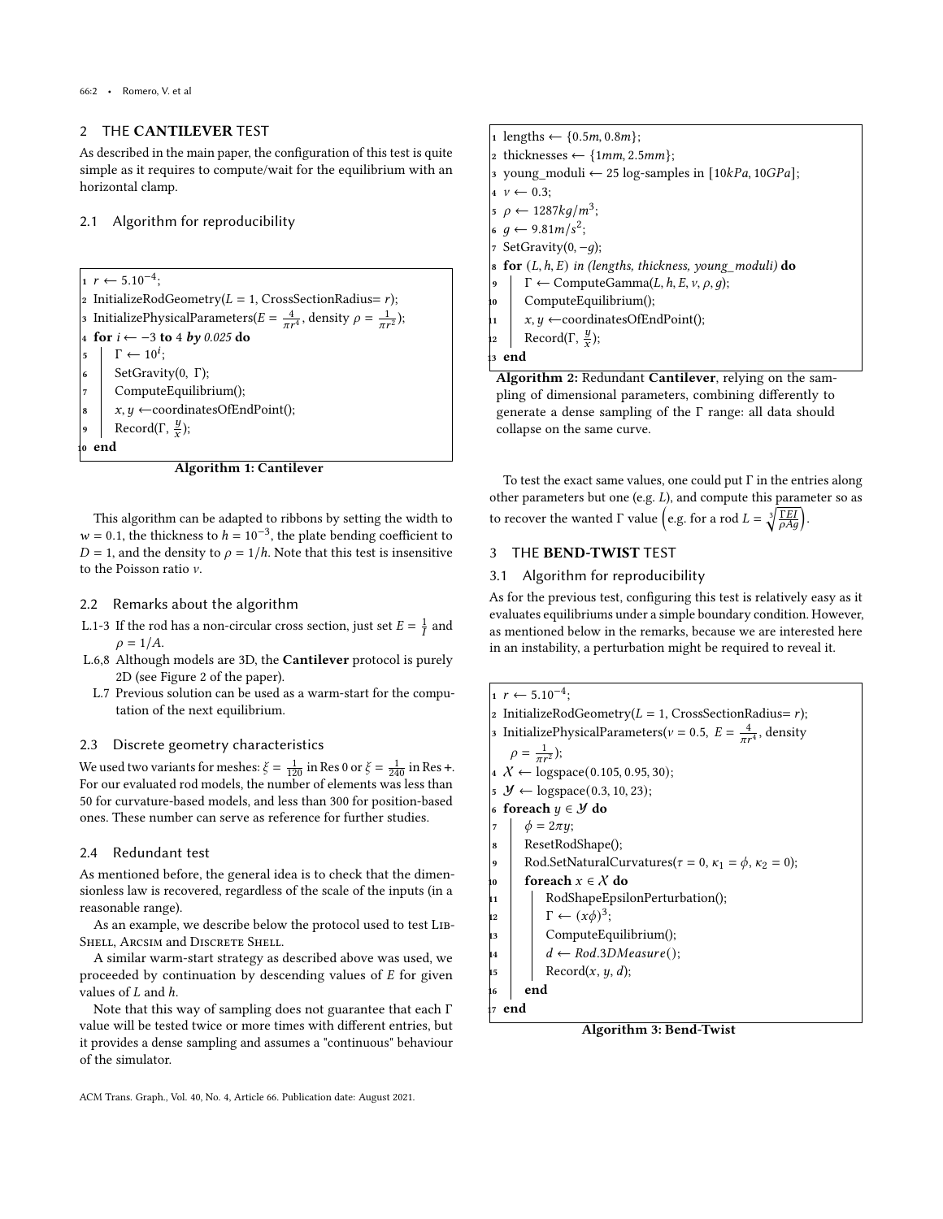## 2 THE **CANTILEVER** TEST

As described in the main paper, the configuration of this test is quite simple as it requires to compute/wait for the equilibrium with an horizontal clamp.

### 2.1 Algorithm for reproducibility

```
1  r ← 5.10^{-4};
2  InitializeRodGeometry(L = 1, CrossSectionRadius= r);
3  InitializePhysicalParameters(E = 4/(πr^4), density ρ = 1/(πr^2));
4  for i ← −3 to 4 by 0.025 do
5      Γ ← 10^i;
6      SetGravity(0, Γ);
7      ComputeEquilibrium();
8      x, y ← coordinatesOfEndPoint();
9      Record(Γ, y/x);
10 end
```

**Algorithm 1: Cantilever**

This algorithm can be adapted to ribbons by setting the width to $w = 0.1$, the thickness to $h = 10^{-3}$, the plate bending coefficient to $D = 1$, and the density to $\rho = 1/h$. Note that this test is insensitive to the Poisson ratio $\nu$.

### 2.2 Remarks about the algorithm

- L.1-3 If the rod has a non-circular cross section, just set $E = \frac{1}{I}$ and $\rho = 1/A$.
- L.6,8 Although models are 3D, the **Cantilever** protocol is purely 2D (see Figure 2 of the paper).
- L.7 Previous solution can be used as a warm-start for the computation of the next equilibrium.

### 2.3 Discrete geometry characteristics

We used two variants for meshes: $\xi = \frac{1}{120}$ in Res 0 or $\xi = \frac{1}{240}$ in Res +. For our evaluated rod models, the number of elements was less than 50 for curvature-based models, and less than 300 for position-based ones. These number can serve as reference for further studies.

### 2.4 Redundant test

As mentioned before, the general idea is to check that the dimensionless law is recovered, regardless of the scale of the inputs (in a reasonable range).

As an example, we describe below the protocol used to test LibShell, Arcsim and Discrete Shell.

A similar warm-start strategy as described above was used, we proceeded by continuation by descending values of $E$ for given values of $L$ and $h$.

Note that this way of sampling does not guarantee that each $\Gamma$ value will be tested twice or more times with different entries, but it provides a dense sampling and assumes a "continuous" behaviour of the simulator.

```
1  lengths ← {0.5m, 0.8m};
2  thicknesses ← {1mm, 2.5mm};
3  young_moduli ← 25 log-samples in [10kPa, 10GPa];
4  ν ← 0.3;
5  ρ ← 1287kg/m^3;
6  g ← 9.81m/s^2;
7  SetGravity(0, −g);
8  for (L, h, E) in (lengths, thickness, young_moduli) do
9      Γ ← ComputeGamma(L, h, E, ν, ρ, g);
10     ComputeEquilibrium();
11     x, y ← coordinatesOfEndPoint();
12     Record(Γ, y/x);
13 end
```

**Algorithm 2:** Redundant **Cantilever**, relying on the sampling of dimensional parameters, combining differently to generate a dense sampling of the $\Gamma$ range: all data should collapse on the same curve.

To test the exact same values, one could put $\Gamma$ in the entries along other parameters but one (e.g. $L$), and compute this parameter so as to recover the wanted $\Gamma$ value $\left(\text{e.g. for a rod } L = \sqrt[3]{\frac{\Gamma EI}{\rho Ag}}\right)$.

## 3 THE **BEND-TWIST** TEST

### 3.1 Algorithm for reproducibility

As for the previous test, configuring this test is relatively easy as it evaluates equilibriums under a simple boundary condition. However, as mentioned below in the remarks, because we are interested here in an instability, a perturbation might be required to reveal it.

```
1  r ← 5.10^{-4};
2  InitializeRodGeometry(L = 1, CrossSectionRadius= r);
3  InitializePhysicalParameters(ν = 0.5, E = 4/(πr^4), density ρ = 1/(πr^2));
4  X ← logspace(0.105, 0.95, 30);
5  Y ← logspace(0.3, 10, 23);
6  foreach y ∈ Y do
7      ϕ = 2πy;
8      ResetRodShape();
9      Rod.SetNaturalCurvatures(τ = 0, κ1 = ϕ, κ2 = 0);
10     foreach x ∈ X do
11         RodShapeEpsilonPerturbation();
12         Γ ← (xϕ)^3;
13         ComputeEquilibrium();
14         d ← Rod.3DMeasure();
15         Record(x, y, d);
16     end
17 end
```

**Algorithm 3: Bend-Twist**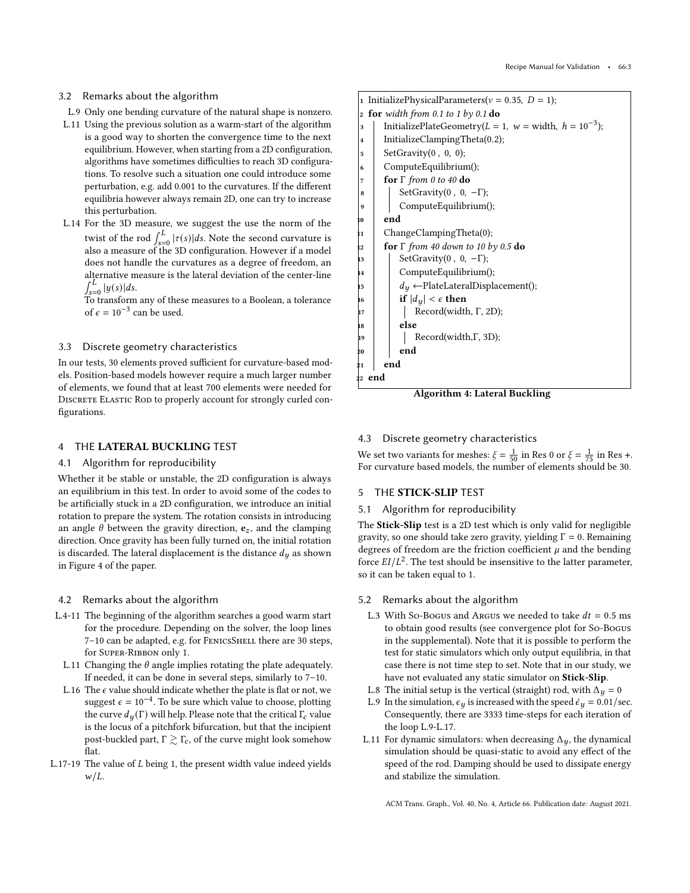### 3.2 Remarks about the algorithm

L.9 Only one bending curvature of the natural shape is nonzero.

L.11 Using the previous solution as a warm-start of the algorithm is a good way to shorten the convergence time to the next equilibrium. However, when starting from a 2D configuration, algorithms have sometimes difficulties to reach 3D configurations. To resolve such a situation one could introduce some perturbation, e.g. add 0.001 to the curvatures. If the different equilibria however always remain 2D, one can try to increase this perturbation.

L.14 For the 3D measure, we suggest the use the norm of the twist of the rod $\int_{s=0}^{L} |\tau(s)| ds$. Note the second curvature is also a measure of the 3D configuration. However if a model does not handle the curvatures as a degree of freedom, an alternative measure is the lateral deviation of the center-line $\int_{s=0}^{L} |y(s)| ds$.
To transform any of these measures to a Boolean, a tolerance of $\epsilon = 10^{-3}$ can be used.

### 3.3 Discrete geometry characteristics

In our tests, 30 elements proved sufficient for curvature-based models. Position-based models however require a much larger number of elements, we found that at least 700 elements were needed for Discrete Elastic Rod to properly account for strongly curled configurations.

## 4 THE **LATERAL BUCKLING** TEST

### 4.1 Algorithm for reproducibility

Whether it be stable or unstable, the 2D configuration is always an equilibrium in this test. In order to avoid some of the codes to be artificially stuck in a 2D configuration, we introduce an initial rotation to prepare the system. The rotation consists in introducing an angle $\theta$ between the gravity direction, $\mathbf{e}_z$, and the clamping direction. Once gravity has been fully turned on, the initial rotation is discarded. The lateral displacement is the distance $d_y$ as shown in Figure 4 of the paper.

```
1  InitializePhysicalParameters(ν = 0.35, D = 1);
2  for width from 0.1 to 1 by 0.1 do
3  |   InitializePlateGeometry(L = 1, w = width, h = 10^-3);
4  |   InitializeClampingTheta(0.2);
5  |   SetGravity(0 , 0, 0);
6  |   ComputeEquilibrium();
7  |   for Γ from 0 to 40 do
8  |   |   SetGravity(0 , 0, −Γ);
9  |   |   ComputeEquilibrium();
10 |   end
11 |   ChangeClampingTheta(0);
12 |   for Γ from 40 down to 10 by 0.5 do
13 |   |   SetGravity(0 , 0, −Γ);
14 |   |   ComputeEquilibrium();
15 |   |   d_y ←PlateLateralDisplacement();
16 |   |   if |d_y| < ϵ then
17 |   |   |   Record(width, Γ, 2D);
18 |   |   else
19 |   |   |   Record(width,Γ, 3D);
20 |   |   end
21 |   end
22 end
```

**Algorithm 4: Lateral Buckling**

### 4.2 Remarks about the algorithm

L.4-11 The beginning of the algorithm searches a good warm start for the procedure. Depending on the solver, the loop lines 7–10 can be adapted, e.g. for FenicsShell there are 30 steps, for Super-Ribbon only 1.

L.11 Changing the $\theta$ angle implies rotating the plate adequately. If needed, it can be done in several steps, similarly to 7–10.

L.16 The $\epsilon$ value should indicate whether the plate is flat or not, we suggest $\epsilon = 10^{-4}$. To be sure which value to choose, plotting the curve $d_y(\Gamma)$ will help. Please note that the critical $\Gamma_c$ value is the locus of a pitchfork bifurcation, but that the incipient post-buckled part, $\Gamma \gtrsim \Gamma_c$, of the curve might look somehow flat.

L.17-19 The value of $L$ being 1, the present width value indeed yields $w/L$.

### 4.3 Discrete geometry characteristics

We set two variants for meshes: $\xi = \frac{1}{50}$ in Res 0 or $\xi = \frac{1}{75}$ in Res +. For curvature based models, the number of elements should be 30.

## 5 THE **STICK-SLIP** TEST

### 5.1 Algorithm for reproducibility

The **Stick-Slip** test is a 2D test which is only valid for negligible gravity, so one should take zero gravity, yielding $\Gamma = 0$. Remaining degrees of freedom are the friction coefficient $\mu$ and the bending force $EI/L^2$. The test should be insensitive to the latter parameter, so it can be taken equal to 1.

### 5.2 Remarks about the algorithm

L.3 With So-Bogus and Argus we needed to take $dt = 0.5$ ms to obtain good results (see convergence plot for So-Bogus in the supplemental). Note that it is possible to perform the test for static simulators which only output equilibria, in that case there is not time step to set. Note that in our study, we have not evaluated any static simulator on **Stick-Slip**.

L.8 The initial setup is the vertical (straight) rod, with $\Delta_y = 0$

L.9 In the simulation, $\epsilon_y$ is increased with the speed $\dot{\epsilon}_y = 0.01$/sec. Consequently, there are 3333 time-steps for each iteration of the loop L.9-L.17.

L.11 For dynamic simulators: when decreasing $\Delta_y$, the dynamical simulation should be quasi-static to avoid any effect of the speed of the rod. Damping should be used to dissipate energy and stabilize the simulation.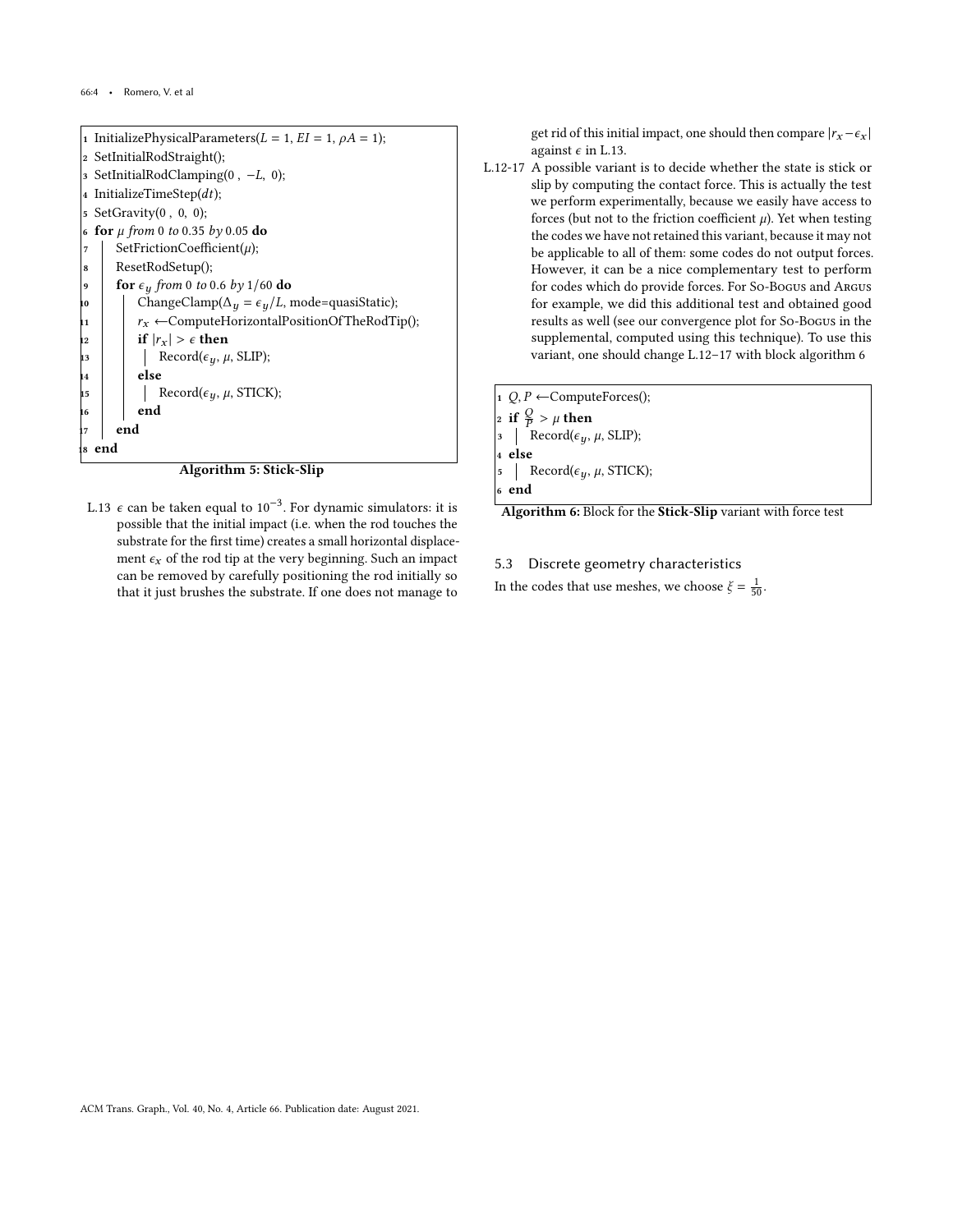```
1  InitializePhysicalParameters(L = 1, EI = 1, ρA = 1);
2  SetInitialRodStraight();
3  SetInitialRodClamping(0 , −L, 0);
4  InitializeTimeStep(dt);
5  SetGravity(0 , 0, 0);
6  for μ from 0 to 0.35 by 0.05 do
7      SetFrictionCoefficient(μ);
8      ResetRodSetup();
9      for ε_y from 0 to 0.6 by 1/60 do
10         ChangeClamp(Δ_y = ε_y/L, mode=quasiStatic);
11         r_x ←ComputeHorizontalPositionOfTheRodTip();
12         if |r_x| > ε then
13             Record(ε_y, μ, SLIP);
14         else
15             Record(ε_y, μ, STICK);
16         end
17     end
18 end
```

**Algorithm 5: Stick-Slip**

- L.13 $\epsilon$ can be taken equal to $10^{-3}$. For dynamic simulators: it is possible that the initial impact (i.e. when the rod touches the substrate for the first time) creates a small horizontal displacement $\epsilon_x$ of the rod tip at the very beginning. Such an impact can be removed by carefully positioning the rod initially so that it just brushes the substrate. If one does not manage to get rid of this initial impact, one should then compare $|r_x - \epsilon_x|$ against $\epsilon$ in L.13.
- L.12-17 A possible variant is to decide whether the state is stick or slip by computing the contact force. This is actually the test we perform experimentally, because we easily have access to forces (but not to the friction coefficient $\mu$). Yet when testing the codes we have not retained this variant, because it may not be applicable to all of them: some codes do not output forces. However, it can be a nice complementary test to perform for codes which do provide forces. For So-Bogus and Argus for example, we did this additional test and obtained good results as well (see our convergence plot for So-Bogus in the supplemental, computed using this technique). To use this variant, one should change L.12–17 with block algorithm 6

```
1  Q, P ←ComputeForces();
2  if Q/P > μ then
3      Record(ε_y, μ, SLIP);
4  else
5      Record(ε_y, μ, STICK);
6  end
```

**Algorithm 6:** Block for the **Stick-Slip** variant with force test

### 5.3 Discrete geometry characteristics

In the codes that use meshes, we choose $\xi = \frac{1}{50}$.